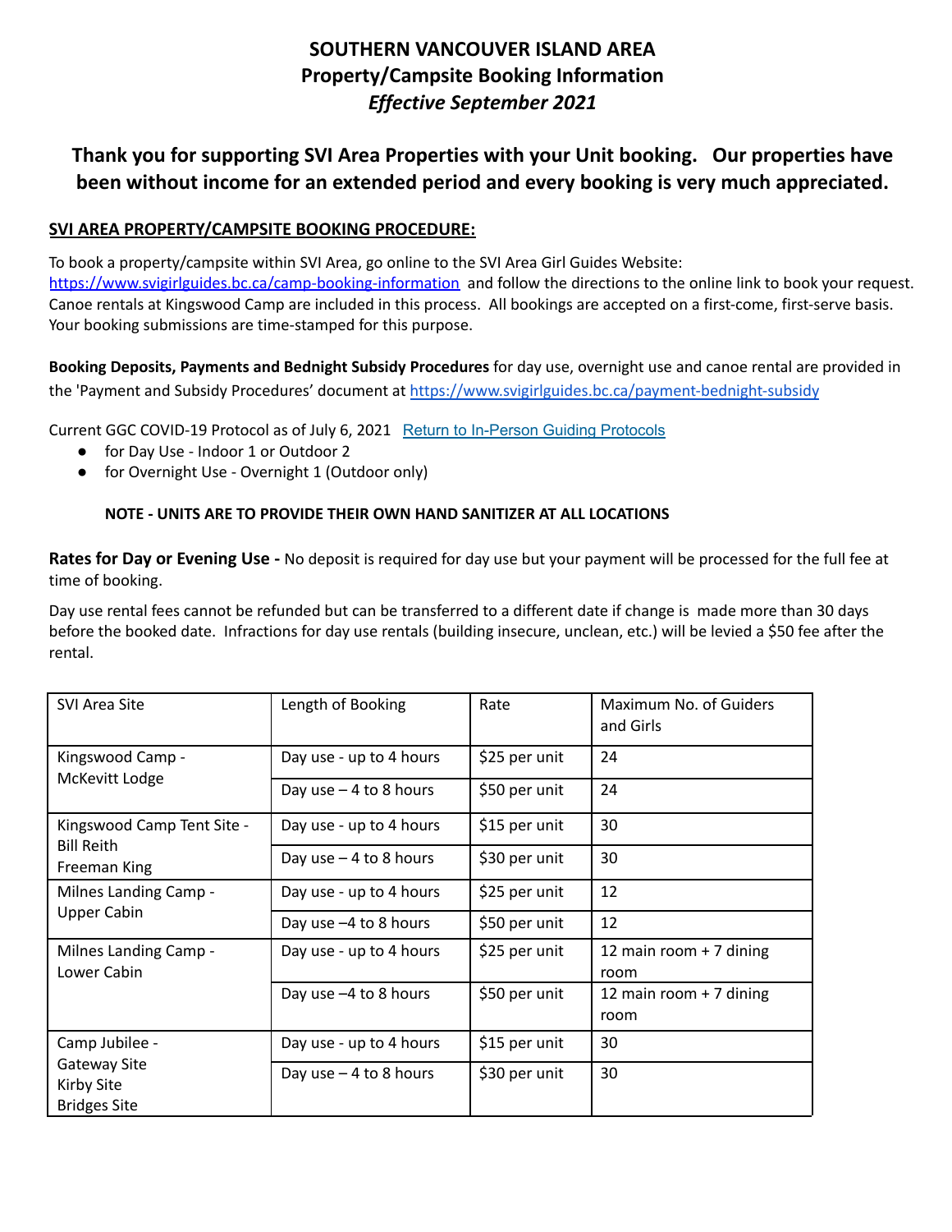# SOUTHERN VANCOUVER ISLAND AREA
# Property/Campsite Booking Information
# *Effective September 2021*

## Thank you for supporting SVI Area Properties with your Unit booking. Our properties have been without income for an extended period and every booking is very much appreciated.

### SVI AREA PROPERTY/CAMPSITE BOOKING PROCEDURE:

To book a property/campsite within SVI Area, go online to the SVI Area Girl Guides Website: https://www.svigirlguides.bc.ca/camp-booking-information and follow the directions to the online link to book your request. Canoe rentals at Kingswood Camp are included in this process. All bookings are accepted on a first-come, first-serve basis. Your booking submissions are time-stamped for this purpose.

**Booking Deposits, Payments and Bednight Subsidy Procedures** for day use, overnight use and canoe rental are provided in the 'Payment and Subsidy Procedures' document at https://www.svigirlguides.bc.ca/payment-bednight-subsidy

Current GGC COVID-19 Protocol as of July 6, 2021 [Return to In-Person Guiding Protocols](#)

- for Day Use - Indoor 1 or Outdoor 2
- for Overnight Use - Overnight 1 (Outdoor only)

**NOTE - UNITS ARE TO PROVIDE THEIR OWN HAND SANITIZER AT ALL LOCATIONS**

**Rates for Day or Evening Use -** No deposit is required for day use but your payment will be processed for the full fee at time of booking.

Day use rental fees cannot be refunded but can be transferred to a different date if change is made more than 30 days before the booked date. Infractions for day use rentals (building insecure, unclean, etc.) will be levied a $50 fee after the rental.

| SVI Area Site | Length of Booking | Rate | Maximum No. of Guiders and Girls |
|---|---|---|---|
| Kingswood Camp - McKevitt Lodge | Day use - up to 4 hours | $25 per unit | 24 |
| | Day use – 4 to 8 hours | $50 per unit | 24 |
| Kingswood Camp Tent Site - Bill Reith Freeman King | Day use - up to 4 hours | $15 per unit | 30 |
| | Day use – 4 to 8 hours | $30 per unit | 30 |
| Milnes Landing Camp - Upper Cabin | Day use - up to 4 hours | $25 per unit | 12 |
| | Day use –4 to 8 hours | $50 per unit | 12 |
| Milnes Landing Camp - Lower Cabin | Day use - up to 4 hours | $25 per unit | 12 main room + 7 dining room |
| | Day use –4 to 8 hours | $50 per unit | 12 main room + 7 dining room |
| Camp Jubilee - Gateway Site Kirby Site Bridges Site | Day use - up to 4 hours | $15 per unit | 30 |
| | Day use – 4 to 8 hours | $30 per unit | 30 |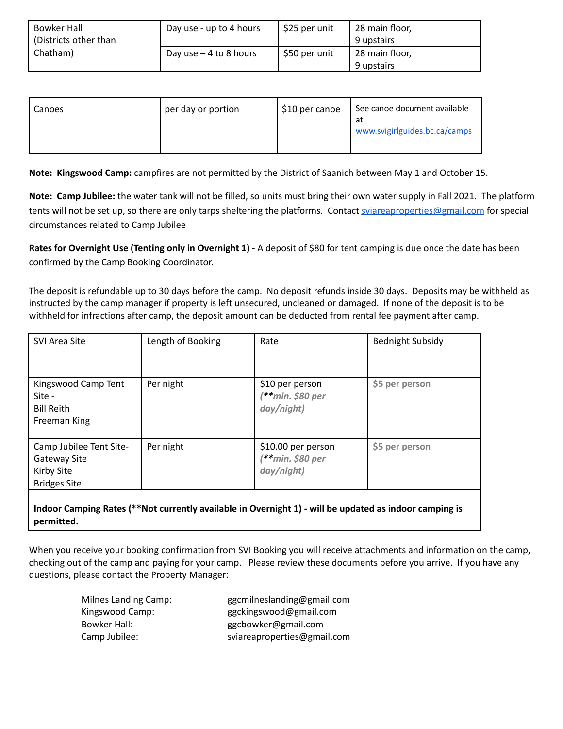| | | | |
|---|---|---|---|
| Bowker Hall (Districts other than Chatham) | Day use - up to 4 hours | $25 per unit | 28 main floor, 9 upstairs |
| | Day use – 4 to 8 hours | $50 per unit | 28 main floor, 9 upstairs |

| | | | |
|---|---|---|---|
| Canoes | per day or portion | $10 per canoe | See canoe document available at www.svigirlguides.bc.ca/camps |

**Note: Kingswood Camp:** campfires are not permitted by the District of Saanich between May 1 and October 15.

**Note: Camp Jubilee:** the water tank will not be filled, so units must bring their own water supply in Fall 2021. The platform tents will not be set up, so there are only tarps sheltering the platforms. Contact sviareaproperties@gmail.com for special circumstances related to Camp Jubilee

**Rates for Overnight Use (Tenting only in Overnight 1) -** A deposit of $80 for tent camping is due once the date has been confirmed by the Camp Booking Coordinator.

The deposit is refundable up to 30 days before the camp. No deposit refunds inside 30 days. Deposits may be withheld as instructed by the camp manager if property is left unsecured, uncleaned or damaged. If none of the deposit is to be withheld for infractions after camp, the deposit amount can be deducted from rental fee payment after camp.

| SVI Area Site | Length of Booking | Rate | Bednight Subsidy |
|---|---|---|---|
| Kingswood Camp Tent Site - Bill Reith Freeman King | Per night | $10 per person ***(**min. $80 per day/night)*** | **$5 per person** |
| Camp Jubilee Tent Site- Gateway Site Kirby Site Bridges Site | Per night | $10.00 per person ***(**min. $80 per day/night)*** | **$5 per person** |
| **Indoor Camping Rates (**Not currently available in Overnight 1) - will be updated as indoor camping is permitted.** | | | |

When you receive your booking confirmation from SVI Booking you will receive attachments and information on the camp, checking out of the camp and paying for your camp. Please review these documents before you arrive. If you have any questions, please contact the Property Manager:

Milnes Landing Camp: ggcmilneslanding@gmail.com
Kingswood Camp: ggckingswood@gmail.com
Bowker Hall: ggcbowker@gmail.com
Camp Jubilee: sviareaproperties@gmail.com